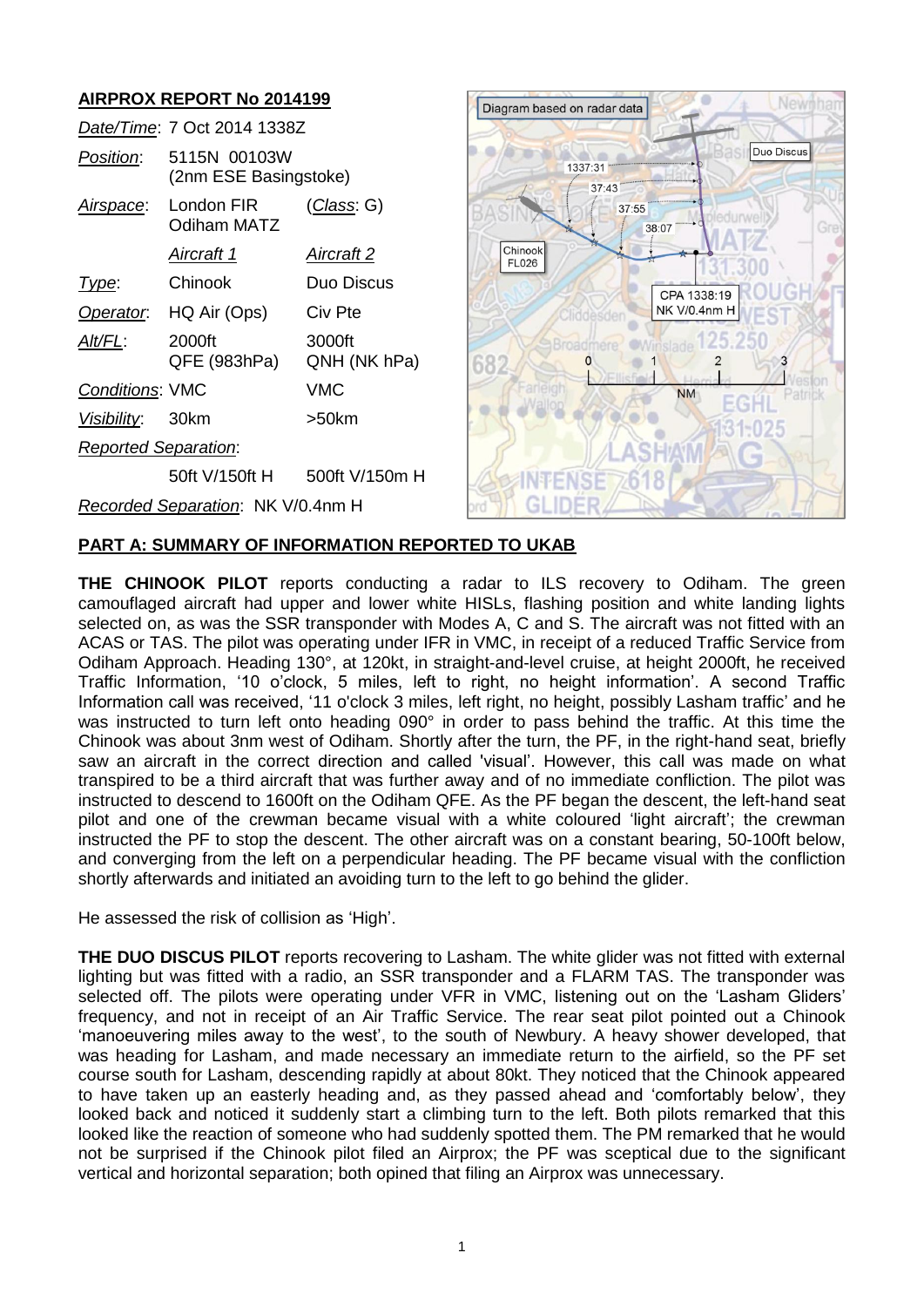## AIRPROX REPORT No 2014199

| | | |
|---|---|---|
| *Date/Time*: | 7 Oct 2014 1338Z | |
| *Position*: | 5115N 00103W (2nm ESE Basingstoke) | |
| *Airspace*: | London FIR Odiham MATZ | (*Class*: G) |
| | *Aircraft 1* | *Aircraft 2* |
| *Type*: | Chinook | Duo Discus |
| *Operator*: | HQ Air (Ops) | Civ Pte |
| *Alt/FL*: | 2000ft QFE (983hPa) | 3000ft QNH (NK hPa) |
| *Conditions*: | VMC | VMC |
| *Visibility*: | 30km | >50km |
| *Reported Separation*: | | |
| | 50ft V/150ft H | 500ft V/150m H |
| *Recorded Separation*: | NK V/0.4nm H | |

Diagram based on radar data

## PART A: SUMMARY OF INFORMATION REPORTED TO UKAB

**THE CHINOOK PILOT** reports conducting a radar to ILS recovery to Odiham. The green camouflaged aircraft had upper and lower white HISLs, flashing position and white landing lights selected on, as was the SSR transponder with Modes A, C and S. The aircraft was not fitted with an ACAS or TAS. The pilot was operating under IFR in VMC, in receipt of a reduced Traffic Service from Odiham Approach. Heading 130°, at 120kt, in straight-and-level cruise, at height 2000ft, he received Traffic Information, '10 o'clock, 5 miles, left to right, no height information'. A second Traffic Information call was received, '11 o'clock 3 miles, left right, no height, possibly Lasham traffic' and he was instructed to turn left onto heading 090° in order to pass behind the traffic. At this time the Chinook was about 3nm west of Odiham. Shortly after the turn, the PF, in the right-hand seat, briefly saw an aircraft in the correct direction and called 'visual'. However, this call was made on what transpired to be a third aircraft that was further away and of no immediate confliction. The pilot was instructed to descend to 1600ft on the Odiham QFE. As the PF began the descent, the left-hand seat pilot and one of the crewman became visual with a white coloured 'light aircraft'; the crewman instructed the PF to stop the descent. The other aircraft was on a constant bearing, 50-100ft below, and converging from the left on a perpendicular heading. The PF became visual with the confliction shortly afterwards and initiated an avoiding turn to the left to go behind the glider.

He assessed the risk of collision as 'High'.

**THE DUO DISCUS PILOT** reports recovering to Lasham. The white glider was not fitted with external lighting but was fitted with a radio, an SSR transponder and a FLARM TAS. The transponder was selected off. The pilots were operating under VFR in VMC, listening out on the 'Lasham Gliders' frequency, and not in receipt of an Air Traffic Service. The rear seat pilot pointed out a Chinook 'manoeuvering miles away to the west', to the south of Newbury. A heavy shower developed, that was heading for Lasham, and made necessary an immediate return to the airfield, so the PF set course south for Lasham, descending rapidly at about 80kt. They noticed that the Chinook appeared to have taken up an easterly heading and, as they passed ahead and 'comfortably below', they looked back and noticed it suddenly start a climbing turn to the left. Both pilots remarked that this looked like the reaction of someone who had suddenly spotted them. The PM remarked that he would not be surprised if the Chinook pilot filed an Airprox; the PF was sceptical due to the significant vertical and horizontal separation; both opined that filing an Airprox was unnecessary.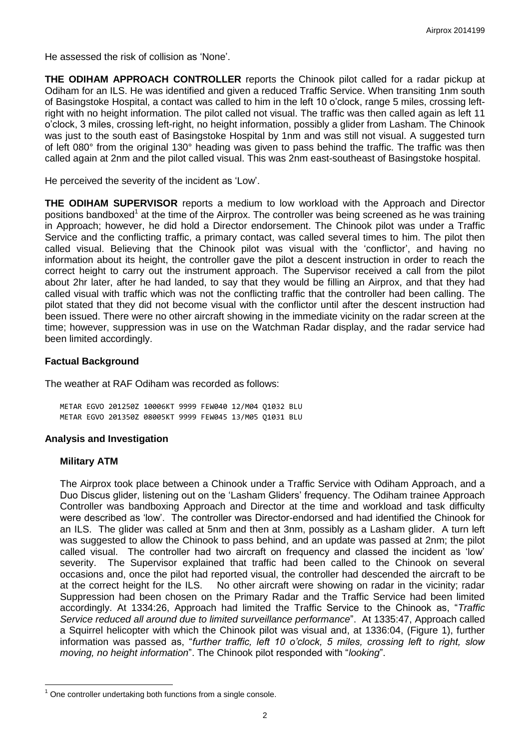He assessed the risk of collision as 'None'.

**THE ODIHAM APPROACH CONTROLLER** reports the Chinook pilot called for a radar pickup at Odiham for an ILS. He was identified and given a reduced Traffic Service. When transiting 1nm south of Basingstoke Hospital, a contact was called to him in the left 10 o'clock, range 5 miles, crossing left-right with no height information. The pilot called not visual. The traffic was then called again as left 11 o'clock, 3 miles, crossing left-right, no height information, possibly a glider from Lasham. The Chinook was just to the south east of Basingstoke Hospital by 1nm and was still not visual. A suggested turn of left 080° from the original 130° heading was given to pass behind the traffic. The traffic was then called again at 2nm and the pilot called visual. This was 2nm east-southeast of Basingstoke hospital.

He perceived the severity of the incident as 'Low'.

**THE ODIHAM SUPERVISOR** reports a medium to low workload with the Approach and Director positions bandboxed[1] at the time of the Airprox. The controller was being screened as he was training in Approach; however, he did hold a Director endorsement. The Chinook pilot was under a Traffic Service and the conflicting traffic, a primary contact, was called several times to him. The pilot then called visual. Believing that the Chinook pilot was visual with the 'conflictor', and having no information about its height, the controller gave the pilot a descent instruction in order to reach the correct height to carry out the instrument approach. The Supervisor received a call from the pilot about 2hr later, after he had landed, to say that they would be filling an Airprox, and that they had called visual with traffic which was not the conflicting traffic that the controller had been calling. The pilot stated that they did not become visual with the conflictor until after the descent instruction had been issued. There were no other aircraft showing in the immediate vicinity on the radar screen at the time; however, suppression was in use on the Watchman Radar display, and the radar service had been limited accordingly.

## Factual Background

The weather at RAF Odiham was recorded as follows:

```
METAR EGVO 201250Z 10006KT 9999 FEW040 12/M04 Q1032 BLU
METAR EGVO 201350Z 08005KT 9999 FEW045 13/M05 Q1031 BLU
```

## Analysis and Investigation

### Military ATM

The Airprox took place between a Chinook under a Traffic Service with Odiham Approach, and a Duo Discus glider, listening out on the 'Lasham Gliders' frequency. The Odiham trainee Approach Controller was bandboxing Approach and Director at the time and workload and task difficulty were described as 'low'. The controller was Director-endorsed and had identified the Chinook for an ILS. The glider was called at 5nm and then at 3nm, possibly as a Lasham glider. A turn left was suggested to allow the Chinook to pass behind, and an update was passed at 2nm; the pilot called visual. The controller had two aircraft on frequency and classed the incident as 'low' severity. The Supervisor explained that traffic had been called to the Chinook on several occasions and, once the pilot had reported visual, the controller had descended the aircraft to be at the correct height for the ILS. No other aircraft were showing on radar in the vicinity; radar Suppression had been chosen on the Primary Radar and the Traffic Service had been limited accordingly. At 1334:26, Approach had limited the Traffic Service to the Chinook as, "*Traffic Service reduced all around due to limited surveillance performance*". At 1335:47, Approach called a Squirrel helicopter with which the Chinook pilot was visual and, at 1336:04, (Figure 1), further information was passed as, "*further traffic, left 10 o'clock, 5 miles, crossing left to right, slow moving, no height information*". The Chinook pilot responded with "*looking*".

[1] One controller undertaking both functions from a single console.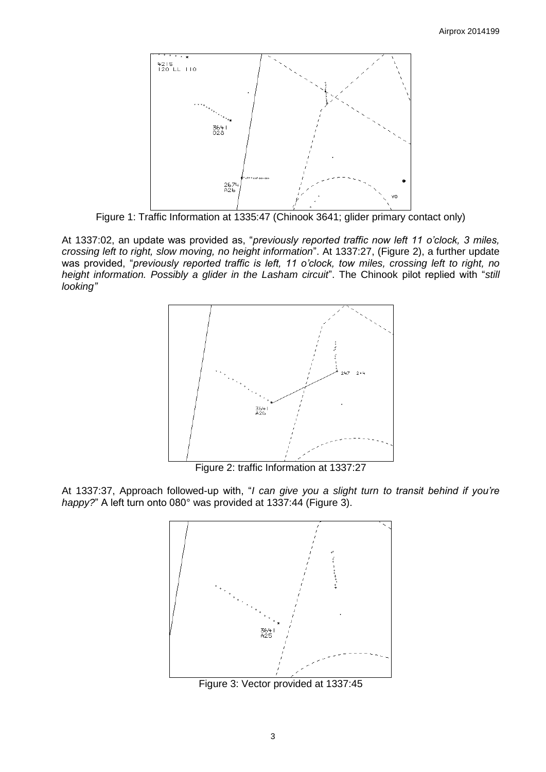Figure 1: Traffic Information at 1335:47 (Chinook 3641; glider primary contact only)

At 1337:02, an update was provided as, "*previously reported traffic now left 11 o'clock, 3 miles, crossing left to right, slow moving, no height information*". At 1337:27, (Figure 2), a further update was provided, "*previously reported traffic is left, 11 o'clock, tow miles, crossing left to right, no height information. Possibly a glider in the Lasham circuit*". The Chinook pilot replied with "*still looking"*

Figure 2: traffic Information at 1337:27

At 1337:37, Approach followed-up with, "*I can give you a slight turn to transit behind if you're happy?*" A left turn onto 080° was provided at 1337:44 (Figure 3).

Figure 3: Vector provided at 1337:45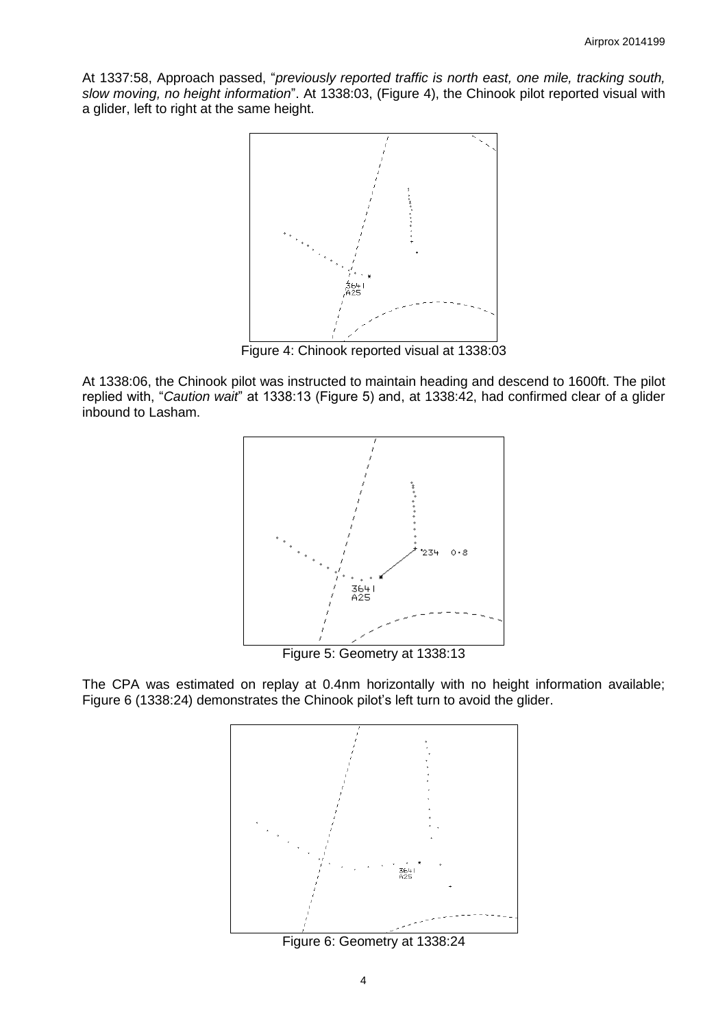At 1337:58, Approach passed, "*previously reported traffic is north east, one mile, tracking south, slow moving, no height information*". At 1338:03, (Figure 4), the Chinook pilot reported visual with a glider, left to right at the same height.

Figure 4: Chinook reported visual at 1338:03

At 1338:06, the Chinook pilot was instructed to maintain heading and descend to 1600ft. The pilot replied with, "*Caution wait*" at 1338:13 (Figure 5) and, at 1338:42, had confirmed clear of a glider inbound to Lasham.

Figure 5: Geometry at 1338:13

The CPA was estimated on replay at 0.4nm horizontally with no height information available; Figure 6 (1338:24) demonstrates the Chinook pilot's left turn to avoid the glider.

Figure 6: Geometry at 1338:24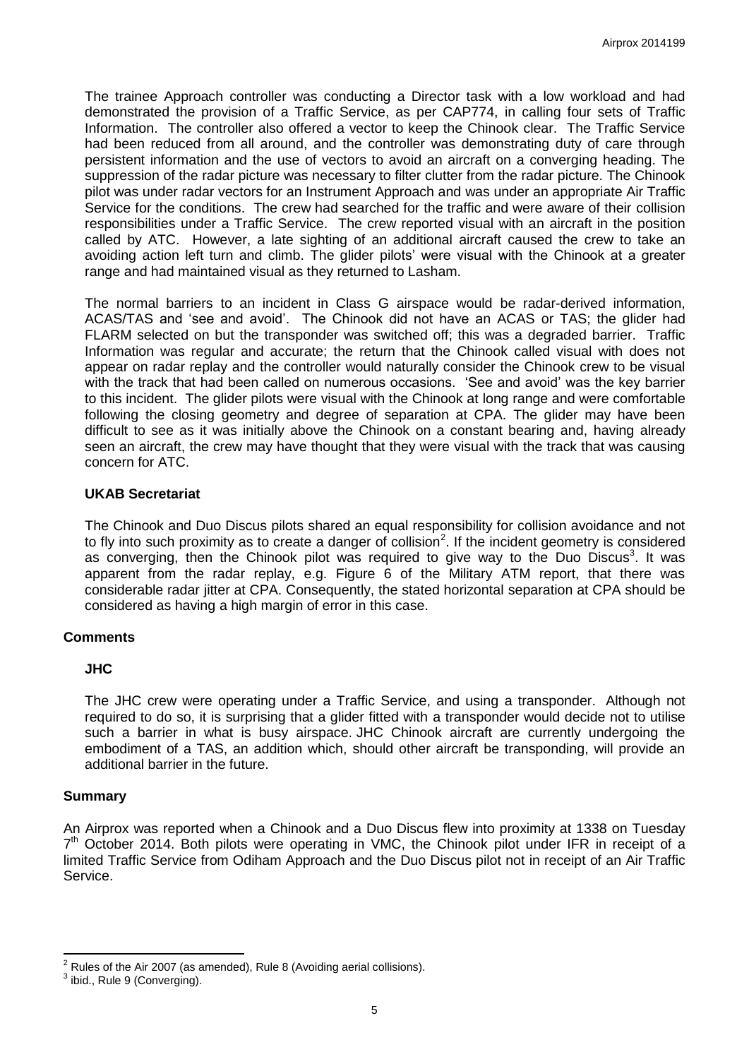The trainee Approach controller was conducting a Director task with a low workload and had demonstrated the provision of a Traffic Service, as per CAP774, in calling four sets of Traffic Information. The controller also offered a vector to keep the Chinook clear. The Traffic Service had been reduced from all around, and the controller was demonstrating duty of care through persistent information and the use of vectors to avoid an aircraft on a converging heading. The suppression of the radar picture was necessary to filter clutter from the radar picture. The Chinook pilot was under radar vectors for an Instrument Approach and was under an appropriate Air Traffic Service for the conditions. The crew had searched for the traffic and were aware of their collision responsibilities under a Traffic Service. The crew reported visual with an aircraft in the position called by ATC. However, a late sighting of an additional aircraft caused the crew to take an avoiding action left turn and climb. The glider pilots' were visual with the Chinook at a greater range and had maintained visual as they returned to Lasham.

The normal barriers to an incident in Class G airspace would be radar-derived information, ACAS/TAS and 'see and avoid'. The Chinook did not have an ACAS or TAS; the glider had FLARM selected on but the transponder was switched off; this was a degraded barrier. Traffic Information was regular and accurate; the return that the Chinook called visual with does not appear on radar replay and the controller would naturally consider the Chinook crew to be visual with the track that had been called on numerous occasions. 'See and avoid' was the key barrier to this incident. The glider pilots were visual with the Chinook at long range and were comfortable following the closing geometry and degree of separation at CPA. The glider may have been difficult to see as it was initially above the Chinook on a constant bearing and, having already seen an aircraft, the crew may have thought that they were visual with the track that was causing concern for ATC.

### UKAB Secretariat

The Chinook and Duo Discus pilots shared an equal responsibility for collision avoidance and not to fly into such proximity as to create a danger of collision[2]. If the incident geometry is considered as converging, then the Chinook pilot was required to give way to the Duo Discus[3]. It was apparent from the radar replay, e.g. Figure 6 of the Military ATM report, that there was considerable radar jitter at CPA. Consequently, the stated horizontal separation at CPA should be considered as having a high margin of error in this case.

## Comments

### JHC

The JHC crew were operating under a Traffic Service, and using a transponder. Although not required to do so, it is surprising that a glider fitted with a transponder would decide not to utilise such a barrier in what is busy airspace. JHC Chinook aircraft are currently undergoing the embodiment of a TAS, an addition which, should other aircraft be transponding, will provide an additional barrier in the future.

## Summary

An Airprox was reported when a Chinook and a Duo Discus flew into proximity at 1338 on Tuesday 7th October 2014. Both pilots were operating in VMC, the Chinook pilot under IFR in receipt of a limited Traffic Service from Odiham Approach and the Duo Discus pilot not in receipt of an Air Traffic Service.

---

[2] Rules of the Air 2007 (as amended), Rule 8 (Avoiding aerial collisions).

[3] ibid., Rule 9 (Converging).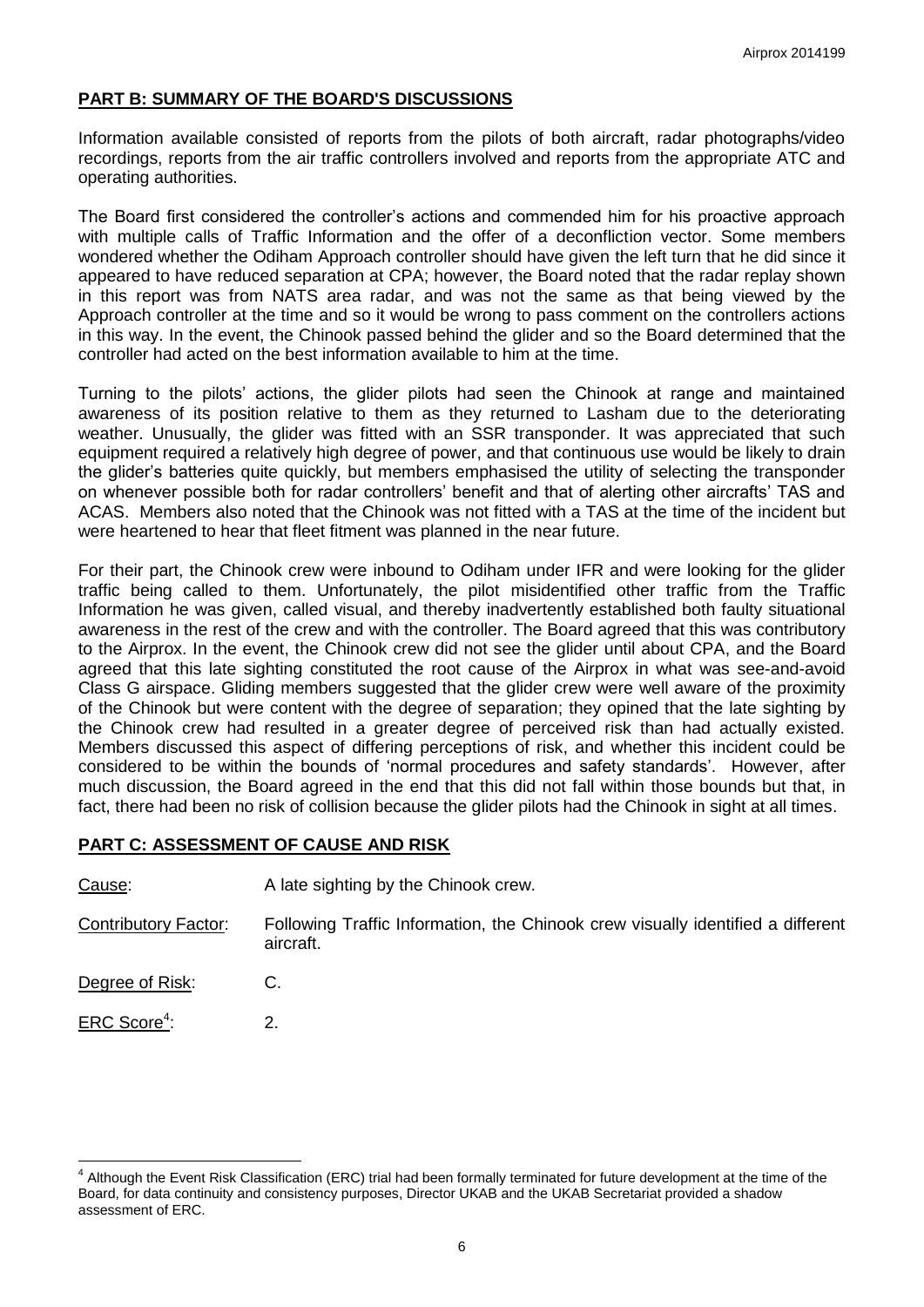## **PART B: SUMMARY OF THE BOARD'S DISCUSSIONS**

Information available consisted of reports from the pilots of both aircraft, radar photographs/video recordings, reports from the air traffic controllers involved and reports from the appropriate ATC and operating authorities.

The Board first considered the controller's actions and commended him for his proactive approach with multiple calls of Traffic Information and the offer of a deconfliction vector. Some members wondered whether the Odiham Approach controller should have given the left turn that he did since it appeared to have reduced separation at CPA; however, the Board noted that the radar replay shown in this report was from NATS area radar, and was not the same as that being viewed by the Approach controller at the time and so it would be wrong to pass comment on the controllers actions in this way. In the event, the Chinook passed behind the glider and so the Board determined that the controller had acted on the best information available to him at the time.

Turning to the pilots' actions, the glider pilots had seen the Chinook at range and maintained awareness of its position relative to them as they returned to Lasham due to the deteriorating weather. Unusually, the glider was fitted with an SSR transponder. It was appreciated that such equipment required a relatively high degree of power, and that continuous use would be likely to drain the glider's batteries quite quickly, but members emphasised the utility of selecting the transponder on whenever possible both for radar controllers' benefit and that of alerting other aircrafts' TAS and ACAS. Members also noted that the Chinook was not fitted with a TAS at the time of the incident but were heartened to hear that fleet fitment was planned in the near future.

For their part, the Chinook crew were inbound to Odiham under IFR and were looking for the glider traffic being called to them. Unfortunately, the pilot misidentified other traffic from the Traffic Information he was given, called visual, and thereby inadvertently established both faulty situational awareness in the rest of the crew and with the controller. The Board agreed that this was contributory to the Airprox. In the event, the Chinook crew did not see the glider until about CPA, and the Board agreed that this late sighting constituted the root cause of the Airprox in what was see-and-avoid Class G airspace. Gliding members suggested that the glider crew were well aware of the proximity of the Chinook but were content with the degree of separation; they opined that the late sighting by the Chinook crew had resulted in a greater degree of perceived risk than had actually existed. Members discussed this aspect of differing perceptions of risk, and whether this incident could be considered to be within the bounds of 'normal procedures and safety standards'. However, after much discussion, the Board agreed in the end that this did not fall within those bounds but that, in fact, there had been no risk of collision because the glider pilots had the Chinook in sight at all times.

## **PART C: ASSESSMENT OF CAUSE AND RISK**

Cause: A late sighting by the Chinook crew.

Contributory Factor: Following Traffic Information, the Chinook crew visually identified a different aircraft.

Degree of Risk: C.

ERC Score[4]: 2.

[4] Although the Event Risk Classification (ERC) trial had been formally terminated for future development at the time of the Board, for data continuity and consistency purposes, Director UKAB and the UKAB Secretariat provided a shadow assessment of ERC.